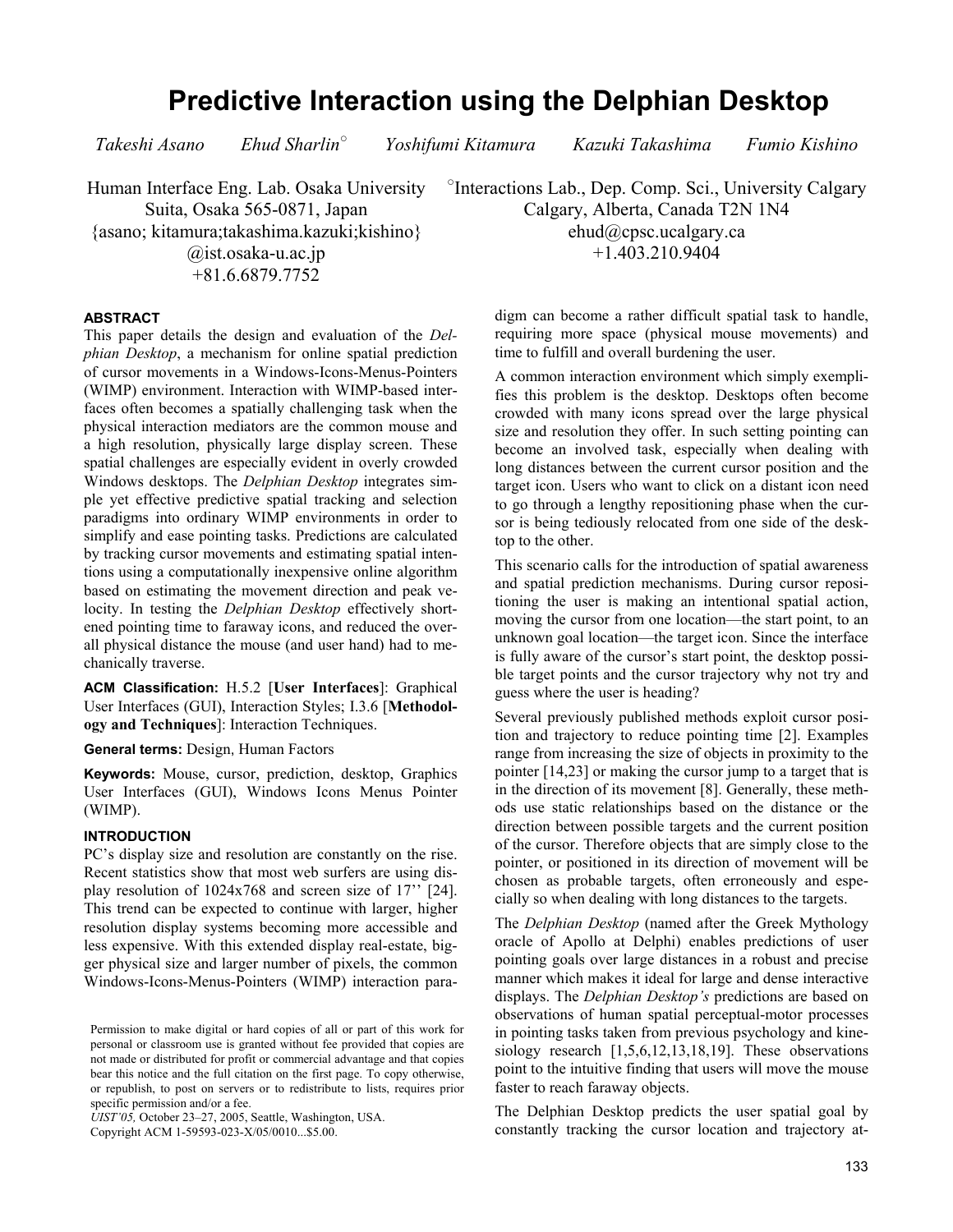# Predictive Interaction using the Delphian Desktop

*Takeshi Asano  Ehud Sharlin°  Yoshifumi Kitamura  Kazuki Takashima  Fumio Kishino*

Human Interface Eng. Lab. Osaka University
Suita, Osaka 565-0871, Japan
{asano; kitamura;takashima.kazuki;kishino}
@ist.osaka-u.ac.jp
+81.6.6879.7752

°Interactions Lab., Dep. Comp. Sci., University Calgary
Calgary, Alberta, Canada T2N 1N4
ehud@cpsc.ucalgary.ca
+1.403.210.9404

## ABSTRACT

This paper details the design and evaluation of the *Delphian Desktop*, a mechanism for online spatial prediction of cursor movements in a Windows-Icons-Menus-Pointers (WIMP) environment. Interaction with WIMP-based interfaces often becomes a spatially challenging task when the physical interaction mediators are the common mouse and a high resolution, physically large display screen. These spatial challenges are especially evident in overly crowded Windows desktops. The *Delphian Desktop* integrates simple yet effective predictive spatial tracking and selection paradigms into ordinary WIMP environments in order to simplify and ease pointing tasks. Predictions are calculated by tracking cursor movements and estimating spatial intentions using a computationally inexpensive online algorithm based on estimating the movement direction and peak velocity. In testing the *Delphian Desktop* effectively shortened pointing time to faraway icons, and reduced the overall physical distance the mouse (and user hand) had to mechanically traverse.

**ACM Classification:** H.5.2 [**User Interfaces**]: Graphical User Interfaces (GUI), Interaction Styles; I.3.6 [**Methodology and Techniques**]: Interaction Techniques.

**General terms:** Design, Human Factors

**Keywords:** Mouse, cursor, prediction, desktop, Graphics User Interfaces (GUI), Windows Icons Menus Pointer (WIMP).

## INTRODUCTION

PC's display size and resolution are constantly on the rise. Recent statistics show that most web surfers are using display resolution of 1024x768 and screen size of 17'' [24]. This trend can be expected to continue with larger, higher resolution display systems becoming more accessible and less expensive. With this extended display real-estate, bigger physical size and larger number of pixels, the common Windows-Icons-Menus-Pointers (WIMP) interaction paradigm can become a rather difficult spatial task to handle, requiring more space (physical mouse movements) and time to fulfill and overall burdening the user.

A common interaction environment which simply exemplifies this problem is the desktop. Desktops often become crowded with many icons spread over the large physical size and resolution they offer. In such setting pointing can become an involved task, especially when dealing with long distances between the current cursor position and the target icon. Users who want to click on a distant icon need to go through a lengthy repositioning phase when the cursor is being tediously relocated from one side of the desktop to the other.

This scenario calls for the introduction of spatial awareness and spatial prediction mechanisms. During cursor repositioning the user is making an intentional spatial action, moving the cursor from one location—the start point, to an unknown goal location—the target icon. Since the interface is fully aware of the cursor's start point, the desktop possible target points and the cursor trajectory why not try and guess where the user is heading?

Several previously published methods exploit cursor position and trajectory to reduce pointing time [2]. Examples range from increasing the size of objects in proximity to the pointer [14,23] or making the cursor jump to a target that is in the direction of its movement [8]. Generally, these methods use static relationships based on the distance or the direction between possible targets and the current position of the cursor. Therefore objects that are simply close to the pointer, or positioned in its direction of movement will be chosen as probable targets, often erroneously and especially so when dealing with long distances to the targets.

The *Delphian Desktop* (named after the Greek Mythology oracle of Apollo at Delphi) enables predictions of user pointing goals over large distances in a robust and precise manner which makes it ideal for large and dense interactive displays. The *Delphian Desktop's* predictions are based on observations of human spatial perceptual-motor processes in pointing tasks taken from previous psychology and kinesiology research [1,5,6,12,13,18,19]. These observations point to the intuitive finding that users will move the mouse faster to reach faraway objects.

The Delphian Desktop predicts the user spatial goal by constantly tracking the cursor location and trajectory at-

Permission to make digital or hard copies of all or part of this work for personal or classroom use is granted without fee provided that copies are not made or distributed for profit or commercial advantage and that copies bear this notice and the full citation on the first page. To copy otherwise, or republish, to post on servers or to redistribute to lists, requires prior specific permission and/or a fee.
*UIST'05,* October 23–27, 2005, Seattle, Washington, USA.
Copyright ACM 1-59593-023-X/05/0010...$5.00.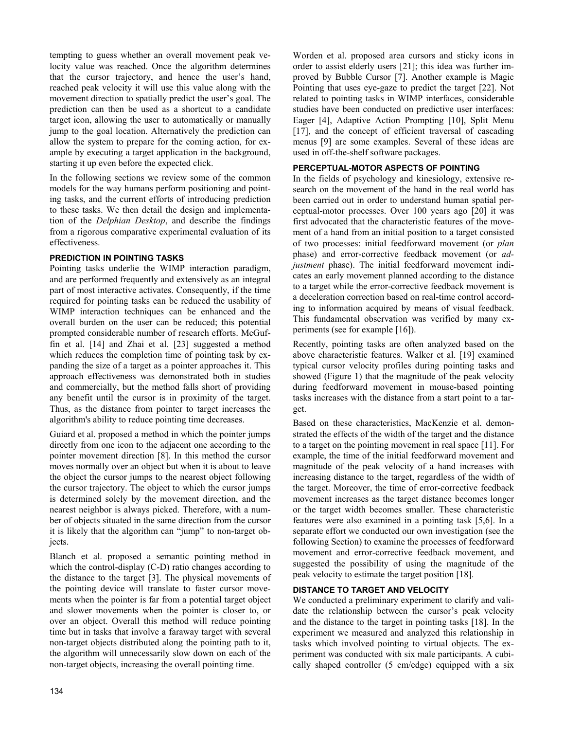tempting to guess whether an overall movement peak velocity value was reached. Once the algorithm determines that the cursor trajectory, and hence the user's hand, reached peak velocity it will use this value along with the movement direction to spatially predict the user's goal. The prediction can then be used as a shortcut to a candidate target icon, allowing the user to automatically or manually jump to the goal location. Alternatively the prediction can allow the system to prepare for the coming action, for example by executing a target application in the background, starting it up even before the expected click.

In the following sections we review some of the common models for the way humans perform positioning and pointing tasks, and the current efforts of introducing prediction to these tasks. We then detail the design and implementation of the *Delphian Desktop*, and describe the findings from a rigorous comparative experimental evaluation of its effectiveness.

## PREDICTION IN POINTING TASKS

Pointing tasks underlie the WIMP interaction paradigm, and are performed frequently and extensively as an integral part of most interactive activates. Consequently, if the time required for pointing tasks can be reduced the usability of WIMP interaction techniques can be enhanced and the overall burden on the user can be reduced; this potential prompted considerable number of research efforts. McGuffin et al. [14] and Zhai et al. [23] suggested a method which reduces the completion time of pointing task by expanding the size of a target as a pointer approaches it. This approach effectiveness was demonstrated both in studies and commercially, but the method falls short of providing any benefit until the cursor is in proximity of the target. Thus, as the distance from pointer to target increases the algorithm's ability to reduce pointing time decreases.

Guiard et al. proposed a method in which the pointer jumps directly from one icon to the adjacent one according to the pointer movement direction [8]. In this method the cursor moves normally over an object but when it is about to leave the object the cursor jumps to the nearest object following the cursor trajectory. The object to which the cursor jumps is determined solely by the movement direction, and the nearest neighbor is always picked. Therefore, with a number of objects situated in the same direction from the cursor it is likely that the algorithm can "jump" to non-target objects.

Blanch et al. proposed a semantic pointing method in which the control-display (C-D) ratio changes according to the distance to the target [3]. The physical movements of the pointing device will translate to faster cursor movements when the pointer is far from a potential target object and slower movements when the pointer is closer to, or over an object. Overall this method will reduce pointing time but in tasks that involve a faraway target with several non-target objects distributed along the pointing path to it, the algorithm will unnecessarily slow down on each of the non-target objects, increasing the overall pointing time.

Worden et al. proposed area cursors and sticky icons in order to assist elderly users [21]; this idea was further improved by Bubble Cursor [7]. Another example is Magic Pointing that uses eye-gaze to predict the target [22]. Not related to pointing tasks in WIMP interfaces, considerable studies have been conducted on predictive user interfaces: Eager [4], Adaptive Action Prompting [10], Split Menu [17], and the concept of efficient traversal of cascading menus [9] are some examples. Several of these ideas are used in off-the-shelf software packages.

## PERCEPTUAL-MOTOR ASPECTS OF POINTING

In the fields of psychology and kinesiology, extensive research on the movement of the hand in the real world has been carried out in order to understand human spatial perceptual-motor processes. Over 100 years ago [20] it was first advocated that the characteristic features of the movement of a hand from an initial position to a target consisted of two processes: initial feedforward movement (or *plan* phase) and error-corrective feedback movement (or *adjustment* phase). The initial feedforward movement indicates an early movement planned according to the distance to a target while the error-corrective feedback movement is a deceleration correction based on real-time control according to information acquired by means of visual feedback. This fundamental observation was verified by many experiments (see for example [16]).

Recently, pointing tasks are often analyzed based on the above characteristic features. Walker et al. [19] examined typical cursor velocity profiles during pointing tasks and showed (Figure 1) that the magnitude of the peak velocity during feedforward movement in mouse-based pointing tasks increases with the distance from a start point to a target.

Based on these characteristics, MacKenzie et al. demonstrated the effects of the width of the target and the distance to a target on the pointing movement in real space [11]. For example, the time of the initial feedforward movement and magnitude of the peak velocity of a hand increases with increasing distance to the target, regardless of the width of the target. Moreover, the time of error-corrective feedback movement increases as the target distance becomes longer or the target width becomes smaller. These characteristic features were also examined in a pointing task [5,6]. In a separate effort we conducted our own investigation (see the following Section) to examine the processes of feedforward movement and error-corrective feedback movement, and suggested the possibility of using the magnitude of the peak velocity to estimate the target position [18].

## DISTANCE TO TARGET AND VELOCITY

We conducted a preliminary experiment to clarify and validate the relationship between the cursor's peak velocity and the distance to the target in pointing tasks [18]. In the experiment we measured and analyzed this relationship in tasks which involved pointing to virtual objects. The experiment was conducted with six male participants. A cubically shaped controller (5 cm/edge) equipped with a six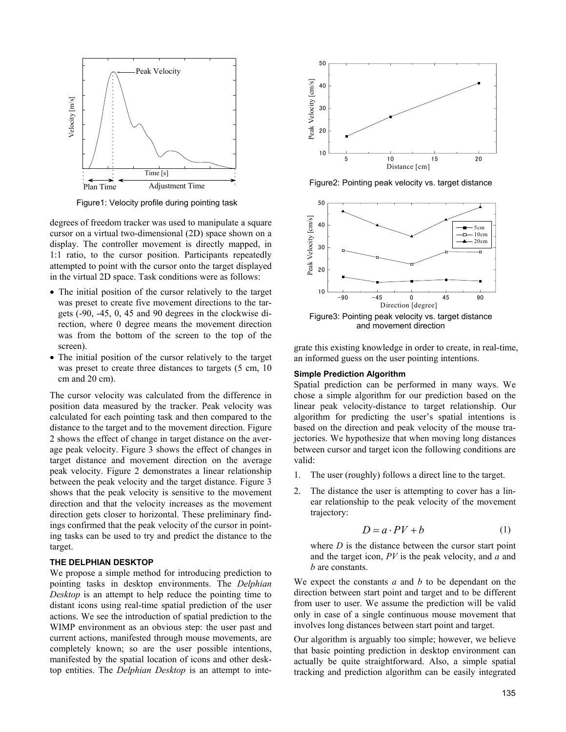Figure1: Velocity profile during pointing task

degrees of freedom tracker was used to manipulate a square cursor on a virtual two-dimensional (2D) space shown on a display. The controller movement is directly mapped, in 1:1 ratio, to the cursor position. Participants repeatedly attempted to point with the cursor onto the target displayed in the virtual 2D space. Task conditions were as follows:

- The initial position of the cursor relatively to the target was preset to create five movement directions to the targets (-90, -45, 0, 45 and 90 degrees in the clockwise direction, where 0 degree means the movement direction was from the bottom of the screen to the top of the screen).
- The initial position of the cursor relatively to the target was preset to create three distances to targets (5 cm, 10 cm and 20 cm).

The cursor velocity was calculated from the difference in position data measured by the tracker. Peak velocity was calculated for each pointing task and then compared to the distance to the target and to the movement direction. Figure 2 shows the effect of change in target distance on the average peak velocity. Figure 3 shows the effect of changes in target distance and movement direction on the average peak velocity. Figure 2 demonstrates a linear relationship between the peak velocity and the target distance. Figure 3 shows that the peak velocity is sensitive to the movement direction and that the velocity increases as the movement direction gets closer to horizontal. These preliminary findings confirmed that the peak velocity of the cursor in pointing tasks can be used to try and predict the distance to the target.

Figure2: Pointing peak velocity vs. target distance

Figure3: Pointing peak velocity vs. target distance and movement direction

## THE DELPHIAN DESKTOP

We propose a simple method for introducing prediction to pointing tasks in desktop environments. The *Delphian Desktop* is an attempt to help reduce the pointing time to distant icons using real-time spatial prediction of the user actions. We see the introduction of spatial prediction to the WIMP environment as an obvious step: the user past and current actions, manifested through mouse movements, are completely known; so are the user possible intentions, manifested by the spatial location of icons and other desktop entities. The *Delphian Desktop* is an attempt to integrate this existing knowledge in order to create, in real-time, an informed guess on the user pointing intentions.

### Simple Prediction Algorithm

Spatial prediction can be performed in many ways. We chose a simple algorithm for our prediction based on the linear peak velocity-distance to target relationship. Our algorithm for predicting the user's spatial intentions is based on the direction and peak velocity of the mouse trajectories. We hypothesize that when moving long distances between cursor and target icon the following conditions are valid:

1. The user (roughly) follows a direct line to the target.
2. The distance the user is attempting to cover has a linear relationship to the peak velocity of the movement trajectory:

$$D = a \cdot PV + b \tag{1}$$

where $D$ is the distance between the cursor start point and the target icon, $PV$ is the peak velocity, and $a$ and $b$ are constants.

We expect the constants $a$ and $b$ to be dependant on the direction between start point and target and to be different from user to user. We assume the prediction will be valid only in case of a single continuous mouse movement that involves long distances between start point and target.

Our algorithm is arguably too simple; however, we believe that basic pointing prediction in desktop environment can actually be quite straightforward. Also, a simple spatial tracking and prediction algorithm can be easily integrated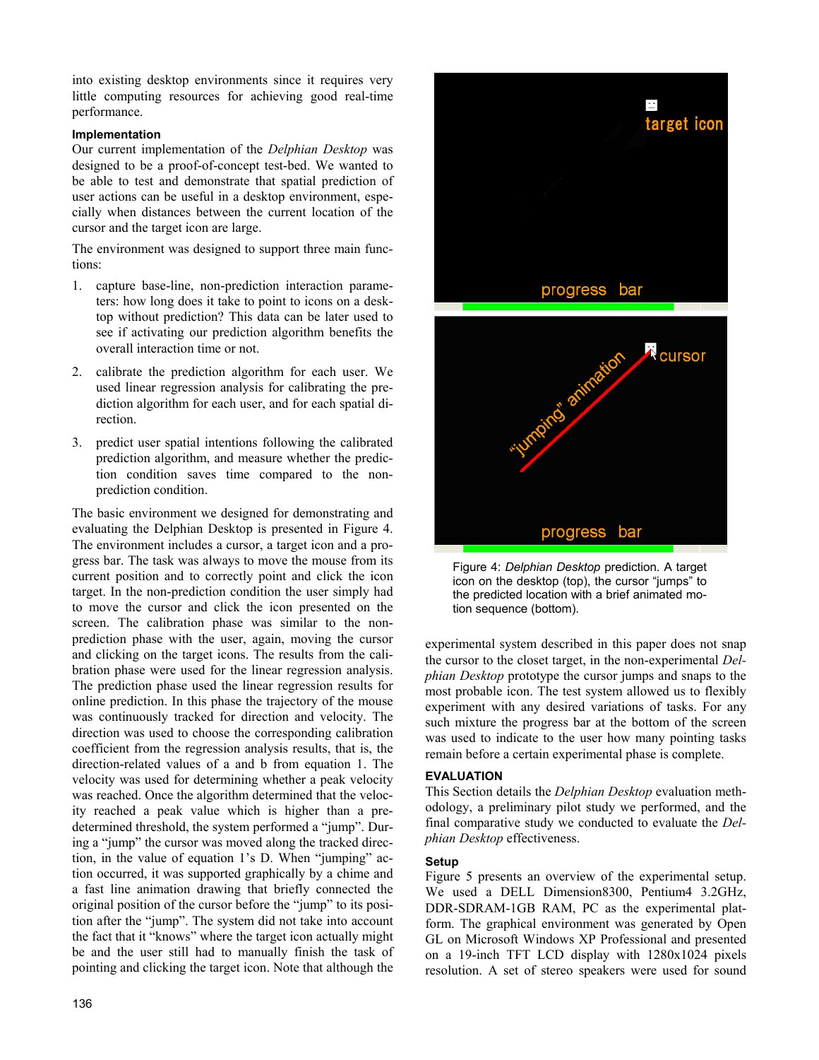into existing desktop environments since it requires very little computing resources for achieving good real-time performance.

### Implementation

Our current implementation of the *Delphian Desktop* was designed to be a proof-of-concept test-bed. We wanted to be able to test and demonstrate that spatial prediction of user actions can be useful in a desktop environment, especially when distances between the current location of the cursor and the target icon are large.

The environment was designed to support three main functions:

1. capture base-line, non-prediction interaction parameters: how long does it take to point to icons on a desktop without prediction? This data can be later used to see if activating our prediction algorithm benefits the overall interaction time or not.
2. calibrate the prediction algorithm for each user. We used linear regression analysis for calibrating the prediction algorithm for each user, and for each spatial direction.
3. predict user spatial intentions following the calibrated prediction algorithm, and measure whether the prediction condition saves time compared to the non-prediction condition.

The basic environment we designed for demonstrating and evaluating the Delphian Desktop is presented in Figure 4. The environment includes a cursor, a target icon and a progress bar. The task was always to move the mouse from its current position and to correctly point and click the icon target. In the non-prediction condition the user simply had to move the cursor and click the icon presented on the screen. The calibration phase was similar to the non-prediction phase with the user, again, moving the cursor and clicking on the target icons. The results from the calibration phase were used for the linear regression analysis. The prediction phase used the linear regression results for online prediction. In this phase the trajectory of the mouse was continuously tracked for direction and velocity. The direction was used to choose the corresponding calibration coefficient from the regression analysis results, that is, the direction-related values of a and b from equation 1. The velocity was used for determining whether a peak velocity was reached. Once the algorithm determined that the velocity reached a peak value which is higher than a predetermined threshold, the system performed a "jump". During a "jump" the cursor was moved along the tracked direction, in the value of equation 1's D. When "jumping" action occurred, it was supported graphically by a chime and a fast line animation drawing that briefly connected the original position of the cursor before the "jump" to its position after the "jump". The system did not take into account the fact that it "knows" where the target icon actually might be and the user still had to manually finish the task of pointing and clicking the target icon. Note that although the experimental system described in this paper does not snap the cursor to the closet target, in the non-experimental *Delphian Desktop* prototype the cursor jumps and snaps to the most probable icon. The test system allowed us to flexibly experiment with any desired variations of tasks. For any such mixture the progress bar at the bottom of the screen was used to indicate to the user how many pointing tasks remain before a certain experimental phase is complete.

Figure 4: *Delphian Desktop* prediction. A target icon on the desktop (top), the cursor "jumps" to the predicted location with a brief animated motion sequence (bottom).

## EVALUATION

This Section details the *Delphian Desktop* evaluation methodology, a preliminary pilot study we performed, and the final comparative study we conducted to evaluate the *Delphian Desktop* effectiveness.

### Setup

Figure 5 presents an overview of the experimental setup. We used a DELL Dimension8300, Pentium4 3.2GHz, DDR-SDRAM-1GB RAM, PC as the experimental platform. The graphical environment was generated by Open GL on Microsoft Windows XP Professional and presented on a 19-inch TFT LCD display with 1280x1024 pixels resolution. A set of stereo speakers were used for sound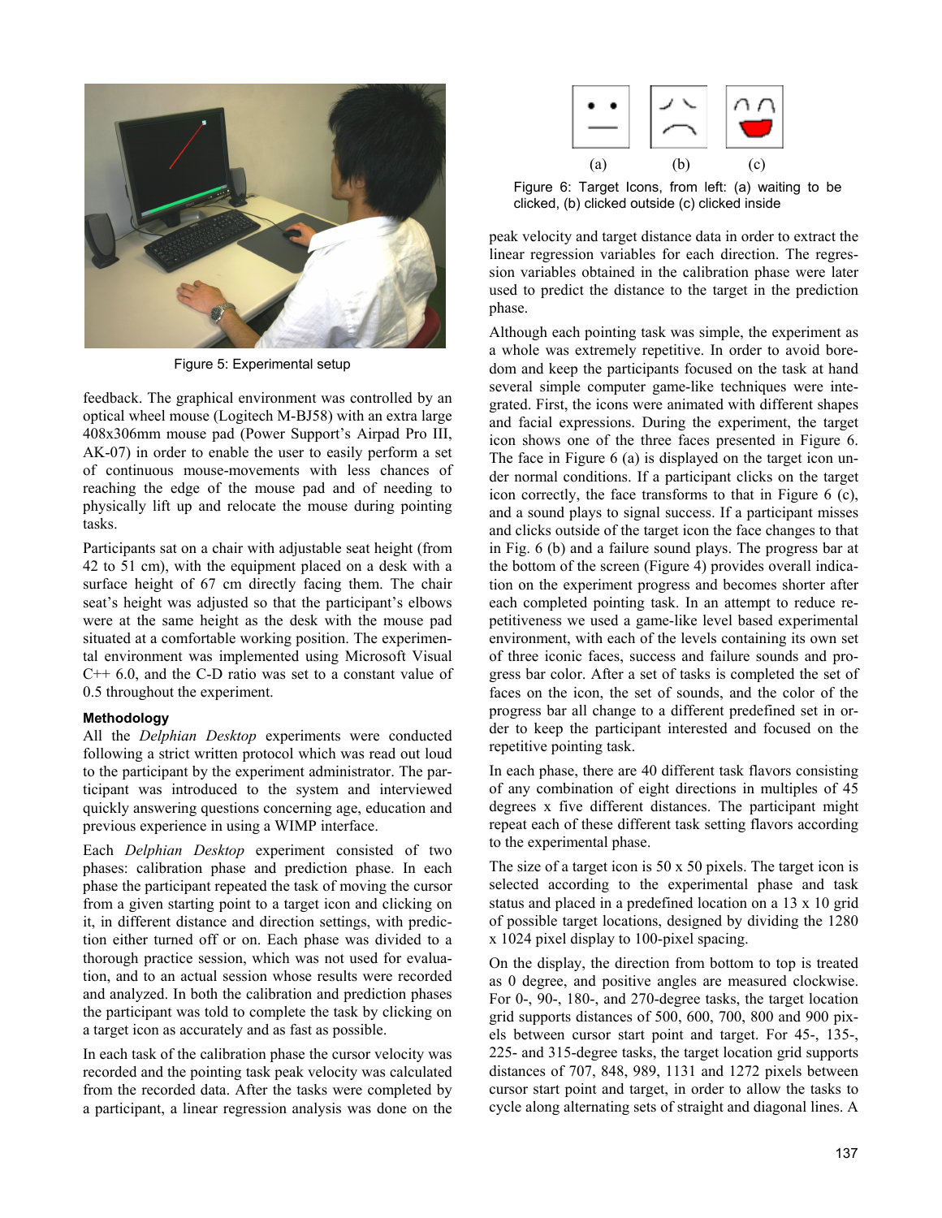Figure 5: Experimental setup

feedback. The graphical environment was controlled by an optical wheel mouse (Logitech M-BJ58) with an extra large 408x306mm mouse pad (Power Support's Airpad Pro III, AK-07) in order to enable the user to easily perform a set of continuous mouse-movements with less chances of reaching the edge of the mouse pad and of needing to physically lift up and relocate the mouse during pointing tasks.

Participants sat on a chair with adjustable seat height (from 42 to 51 cm), with the equipment placed on a desk with a surface height of 67 cm directly facing them. The chair seat's height was adjusted so that the participant's elbows were at the same height as the desk with the mouse pad situated at a comfortable working position. The experimental environment was implemented using Microsoft Visual C++ 6.0, and the C-D ratio was set to a constant value of 0.5 throughout the experiment.

### Methodology

All the *Delphian Desktop* experiments were conducted following a strict written protocol which was read out loud to the participant by the experiment administrator. The participant was introduced to the system and interviewed quickly answering questions concerning age, education and previous experience in using a WIMP interface.

Each *Delphian Desktop* experiment consisted of two phases: calibration phase and prediction phase. In each phase the participant repeated the task of moving the cursor from a given starting point to a target icon and clicking on it, in different distance and direction settings, with prediction either turned off or on. Each phase was divided to a thorough practice session, which was not used for evaluation, and to an actual session whose results were recorded and analyzed. In both the calibration and prediction phases the participant was told to complete the task by clicking on a target icon as accurately and as fast as possible.

In each task of the calibration phase the cursor velocity was recorded and the pointing task peak velocity was calculated from the recorded data. After the tasks were completed by a participant, a linear regression analysis was done on the peak velocity and target distance data in order to extract the linear regression variables for each direction. The regression variables obtained in the calibration phase were later used to predict the distance to the target in the prediction phase.

(a) (b) (c)

Figure 6: Target Icons, from left: (a) waiting to be clicked, (b) clicked outside (c) clicked inside

Although each pointing task was simple, the experiment as a whole was extremely repetitive. In order to avoid boredom and keep the participants focused on the task at hand several simple computer game-like techniques were integrated. First, the icons were animated with different shapes and facial expressions. During the experiment, the target icon shows one of the three faces presented in Figure 6. The face in Figure 6 (a) is displayed on the target icon under normal conditions. If a participant clicks on the target icon correctly, the face transforms to that in Figure 6 (c), and a sound plays to signal success. If a participant misses and clicks outside of the target icon the face changes to that in Fig. 6 (b) and a failure sound plays. The progress bar at the bottom of the screen (Figure 4) provides overall indication on the experiment progress and becomes shorter after each completed pointing task. In an attempt to reduce repetitiveness we used a game-like level based experimental environment, with each of the levels containing its own set of three iconic faces, success and failure sounds and progress bar color. After a set of tasks is completed the set of faces on the icon, the set of sounds, and the color of the progress bar all change to a different predefined set in order to keep the participant interested and focused on the repetitive pointing task.

In each phase, there are 40 different task flavors consisting of any combination of eight directions in multiples of 45 degrees x five different distances. The participant might repeat each of these different task setting flavors according to the experimental phase.

The size of a target icon is 50 x 50 pixels. The target icon is selected according to the experimental phase and task status and placed in a predefined location on a 13 x 10 grid of possible target locations, designed by dividing the 1280 x 1024 pixel display to 100-pixel spacing.

On the display, the direction from bottom to top is treated as 0 degree, and positive angles are measured clockwise. For 0-, 90-, 180-, and 270-degree tasks, the target location grid supports distances of 500, 600, 700, 800 and 900 pixels between cursor start point and target. For 45-, 135-, 225- and 315-degree tasks, the target location grid supports distances of 707, 848, 989, 1131 and 1272 pixels between cursor start point and target, in order to allow the tasks to cycle along alternating sets of straight and diagonal lines. A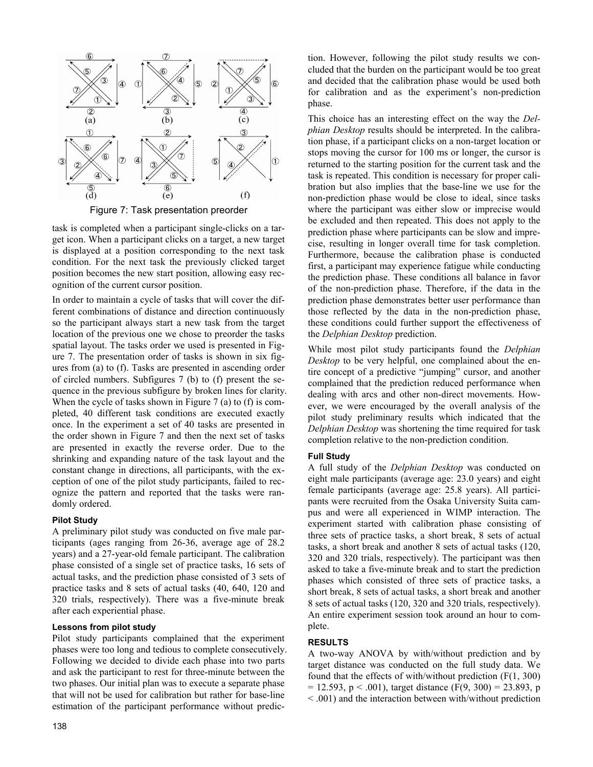Figure 7: Task presentation preorder

task is completed when a participant single-clicks on a target icon. When a participant clicks on a target, a new target is displayed at a position corresponding to the next task condition. For the next task the previously clicked target position becomes the new start position, allowing easy recognition of the current cursor position.

In order to maintain a cycle of tasks that will cover the different combinations of distance and direction continuously so the participant always start a new task from the target location of the previous one we chose to preorder the tasks spatial layout. The tasks order we used is presented in Figure 7. The presentation order of tasks is shown in six figures from (a) to (f). Tasks are presented in ascending order of circled numbers. Subfigures 7 (b) to (f) present the sequence in the previous subfigure by broken lines for clarity. When the cycle of tasks shown in Figure 7 (a) to (f) is completed, 40 different task conditions are executed exactly once. In the experiment a set of 40 tasks are presented in the order shown in Figure 7 and then the next set of tasks are presented in exactly the reverse order. Due to the shrinking and expanding nature of the task layout and the constant change in directions, all participants, with the exception of one of the pilot study participants, failed to recognize the pattern and reported that the tasks were randomly ordered.

### Pilot Study

A preliminary pilot study was conducted on five male participants (ages ranging from 26-36, average age of 28.2 years) and a 27-year-old female participant. The calibration phase consisted of a single set of practice tasks, 16 sets of actual tasks, and the prediction phase consisted of 3 sets of practice tasks and 8 sets of actual tasks (40, 640, 120 and 320 trials, respectively). There was a five-minute break after each experiential phase.

### Lessons from pilot study

Pilot study participants complained that the experiment phases were too long and tedious to complete consecutively. Following we decided to divide each phase into two parts and ask the participant to rest for three-minute between the two phases. Our initial plan was to execute a separate phase that will not be used for calibration but rather for base-line estimation of the participant performance without prediction. However, following the pilot study results we concluded that the burden on the participant would be too great and decided that the calibration phase would be used both for calibration and as the experiment's non-prediction phase.

This choice has an interesting effect on the way the *Delphian Desktop* results should be interpreted. In the calibration phase, if a participant clicks on a non-target location or stops moving the cursor for 100 ms or longer, the cursor is returned to the starting position for the current task and the task is repeated. This condition is necessary for proper calibration but also implies that the base-line we use for the non-prediction phase would be close to ideal, since tasks where the participant was either slow or imprecise would be excluded and then repeated. This does not apply to the prediction phase where participants can be slow and imprecise, resulting in longer overall time for task completion. Furthermore, because the calibration phase is conducted first, a participant may experience fatigue while conducting the prediction phase. These conditions all balance in favor of the non-prediction phase. Therefore, if the data in the prediction phase demonstrates better user performance than those reflected by the data in the non-prediction phase, these conditions could further support the effectiveness of the *Delphian Desktop* prediction.

While most pilot study participants found the *Delphian Desktop* to be very helpful, one complained about the entire concept of a predictive "jumping" cursor, and another complained that the prediction reduced performance when dealing with arcs and other non-direct movements. However, we were encouraged by the overall analysis of the pilot study preliminary results which indicated that the *Delphian Desktop* was shortening the time required for task completion relative to the non-prediction condition.

### Full Study

A full study of the *Delphian Desktop* was conducted on eight male participants (average age: 23.0 years) and eight female participants (average age: 25.8 years). All participants were recruited from the Osaka University Suita campus and were all experienced in WIMP interaction. The experiment started with calibration phase consisting of three sets of practice tasks, a short break, 8 sets of actual tasks, a short break and another 8 sets of actual tasks (120, 320 and 320 trials, respectively). The participant was then asked to take a five-minute break and to start the prediction phases which consisted of three sets of practice tasks, a short break, 8 sets of actual tasks, a short break and another 8 sets of actual tasks (120, 320 and 320 trials, respectively). An entire experiment session took around an hour to complete.

## RESULTS

A two-way ANOVA by with/without prediction and by target distance was conducted on the full study data. We found that the effects of with/without prediction ($F(1, 300) = 12.593$, $p < .001$), target distance ($F(9, 300) = 23.893$, $p < .001$) and the interaction between with/without prediction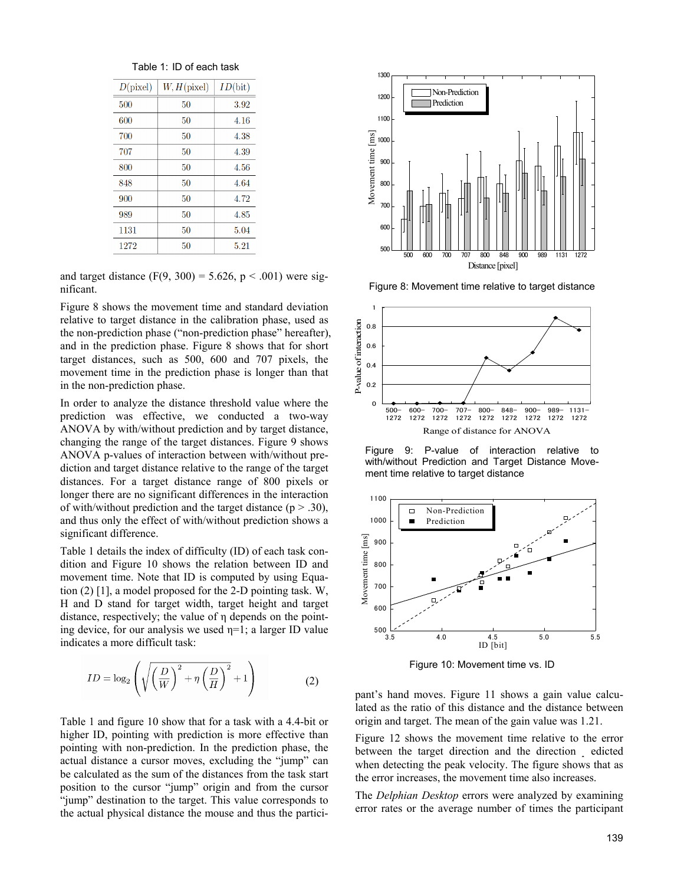Table 1: ID of each task

| $D$(pixel) | $W, H$(pixel) | $ID$(bit) |
|---|---|---|
| 500 | 50 | 3.92 |
| 600 | 50 | 4.16 |
| 700 | 50 | 4.38 |
| 707 | 50 | 4.39 |
| 800 | 50 | 4.56 |
| 848 | 50 | 4.64 |
| 900 | 50 | 4.72 |
| 989 | 50 | 4.85 |
| 1131 | 50 | 5.04 |
| 1272 | 50 | 5.21 |

and target distance ($F(9, 300) = 5.626$, $p < .001$) were significant.

Figure 8 shows the movement time and standard deviation relative to target distance in the calibration phase, used as the non-prediction phase ("non-prediction phase" hereafter), and in the prediction phase. Figure 8 shows that for short target distances, such as 500, 600 and 707 pixels, the movement time in the prediction phase is longer than that in the non-prediction phase.

In order to analyze the distance threshold value where the prediction was effective, we conducted a two-way ANOVA by with/without prediction and by target distance, changing the range of the target distances. Figure 9 shows ANOVA p-values of interaction between with/without prediction and target distance relative to the range of the target distances. For a target distance range of 800 pixels or longer there are no significant differences in the interaction of with/without prediction and the target distance ($p > .30$), and thus only the effect of with/without prediction shows a significant difference.

Table 1 details the index of difficulty (ID) of each task condition and Figure 10 shows the relation between ID and movement time. Note that ID is computed by using Equation (2) [1], a model proposed for the 2-D pointing task. W, H and D stand for target width, target height and target distance, respectively; the value of η depends on the pointing device, for our analysis we used η=1; a larger ID value indicates a more difficult task:

$$ID = \log_2\left(\sqrt{\left(\frac{D}{W}\right)^2 + \eta\left(\frac{D}{H}\right)^2} + 1\right) \tag{2}$$

Table 1 and figure 10 show that for a task with a 4.4-bit or higher ID, pointing with prediction is more effective than pointing with non-prediction. In the prediction phase, the actual distance a cursor moves, excluding the "jump" can be calculated as the sum of the distances from the task start position to the cursor "jump" origin and from the cursor "jump" destination to the target. This value corresponds to the actual physical distance the mouse and thus the participant's hand moves. Figure 11 shows a gain value calculated as the ratio of this distance and the distance between origin and target. The mean of the gain value was 1.21.

Figure 8: Movement time relative to target distance

Figure 9: P-value of interaction relative to with/without Prediction and Target Distance Movement time relative to target distance

Figure 10: Movement time vs. ID

Figure 12 shows the movement time relative to the error between the target direction and the direction predicted when detecting the peak velocity. The figure shows that as the error increases, the movement time also increases.

The *Delphian Desktop* errors were analyzed by examining error rates or the average number of times the participant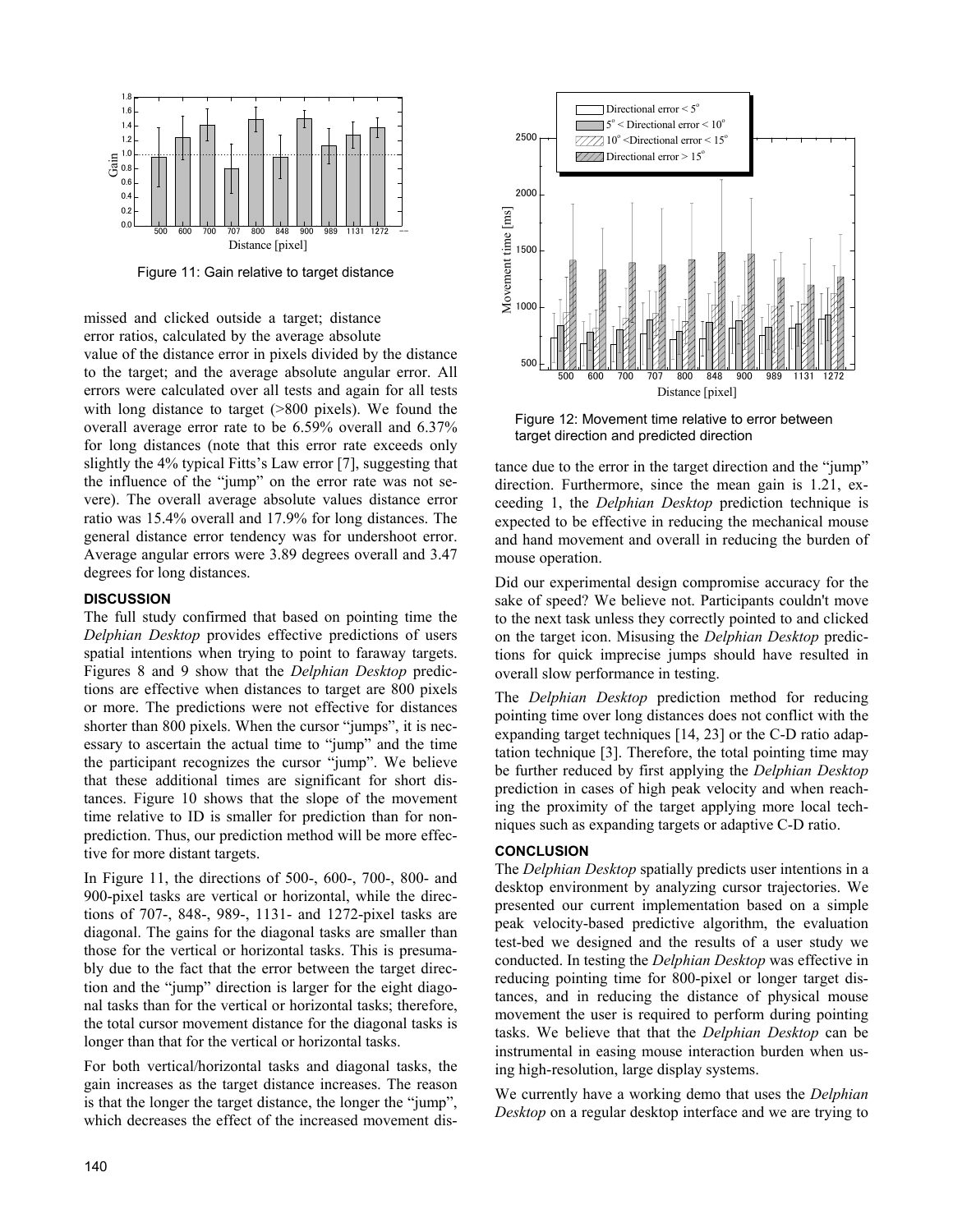Figure 11: Gain relative to target distance

missed and clicked outside a target; distance error ratios, calculated by the average absolute value of the distance error in pixels divided by the distance to the target; and the average absolute angular error. All errors were calculated over all tests and again for all tests with long distance to target (>800 pixels). We found the overall average error rate to be 6.59% overall and 6.37% for long distances (note that this error rate exceeds only slightly the 4% typical Fitts's Law error [7], suggesting that the influence of the "jump" on the error rate was not severe). The overall average absolute values distance error ratio was 15.4% overall and 17.9% for long distances. The general distance error tendency was for undershoot error. Average angular errors were 3.89 degrees overall and 3.47 degrees for long distances.

## DISCUSSION

The full study confirmed that based on pointing time the *Delphian Desktop* provides effective predictions of users spatial intentions when trying to point to faraway targets. Figures 8 and 9 show that the *Delphian Desktop* predictions are effective when distances to target are 800 pixels or more. The predictions were not effective for distances shorter than 800 pixels. When the cursor "jumps", it is necessary to ascertain the actual time to "jump" and the time the participant recognizes the cursor "jump". We believe that these additional times are significant for short distances. Figure 10 shows that the slope of the movement time relative to ID is smaller for prediction than for non-prediction. Thus, our prediction method will be more effective for more distant targets.

In Figure 11, the directions of 500-, 600-, 700-, 800- and 900-pixel tasks are vertical or horizontal, while the directions of 707-, 848-, 989-, 1131- and 1272-pixel tasks are diagonal. The gains for the diagonal tasks are smaller than those for the vertical or horizontal tasks. This is presumably due to the fact that the error between the target direction and the "jump" direction is larger for the eight diagonal tasks than for the vertical or horizontal tasks; therefore, the total cursor movement distance for the diagonal tasks is longer than that for the vertical or horizontal tasks.

For both vertical/horizontal tasks and diagonal tasks, the gain increases as the target distance increases. The reason is that the longer the target distance, the longer the "jump", which decreases the effect of the increased movement distance due to the error in the target direction and the "jump" direction. Furthermore, since the mean gain is 1.21, exceeding 1, the *Delphian Desktop* prediction technique is expected to be effective in reducing the mechanical mouse and hand movement and overall in reducing the burden of mouse operation.

Figure 12: Movement time relative to error between target direction and predicted direction

Did our experimental design compromise accuracy for the sake of speed? We believe not. Participants couldn't move to the next task unless they correctly pointed to and clicked on the target icon. Misusing the *Delphian Desktop* predictions for quick imprecise jumps should have resulted in overall slow performance in testing.

The *Delphian Desktop* prediction method for reducing pointing time over long distances does not conflict with the expanding target techniques [14, 23] or the C-D ratio adaptation technique [3]. Therefore, the total pointing time may be further reduced by first applying the *Delphian Desktop* prediction in cases of high peak velocity and when reaching the proximity of the target applying more local techniques such as expanding targets or adaptive C-D ratio.

## CONCLUSION

The *Delphian Desktop* spatially predicts user intentions in a desktop environment by analyzing cursor trajectories. We presented our current implementation based on a simple peak velocity-based predictive algorithm, the evaluation test-bed we designed and the results of a user study we conducted. In testing the *Delphian Desktop* was effective in reducing pointing time for 800-pixel or longer target distances, and in reducing the distance of physical mouse movement the user is required to perform during pointing tasks. We believe that that the *Delphian Desktop* can be instrumental in easing mouse interaction burden when using high-resolution, large display systems.

We currently have a working demo that uses the *Delphian Desktop* on a regular desktop interface and we are trying to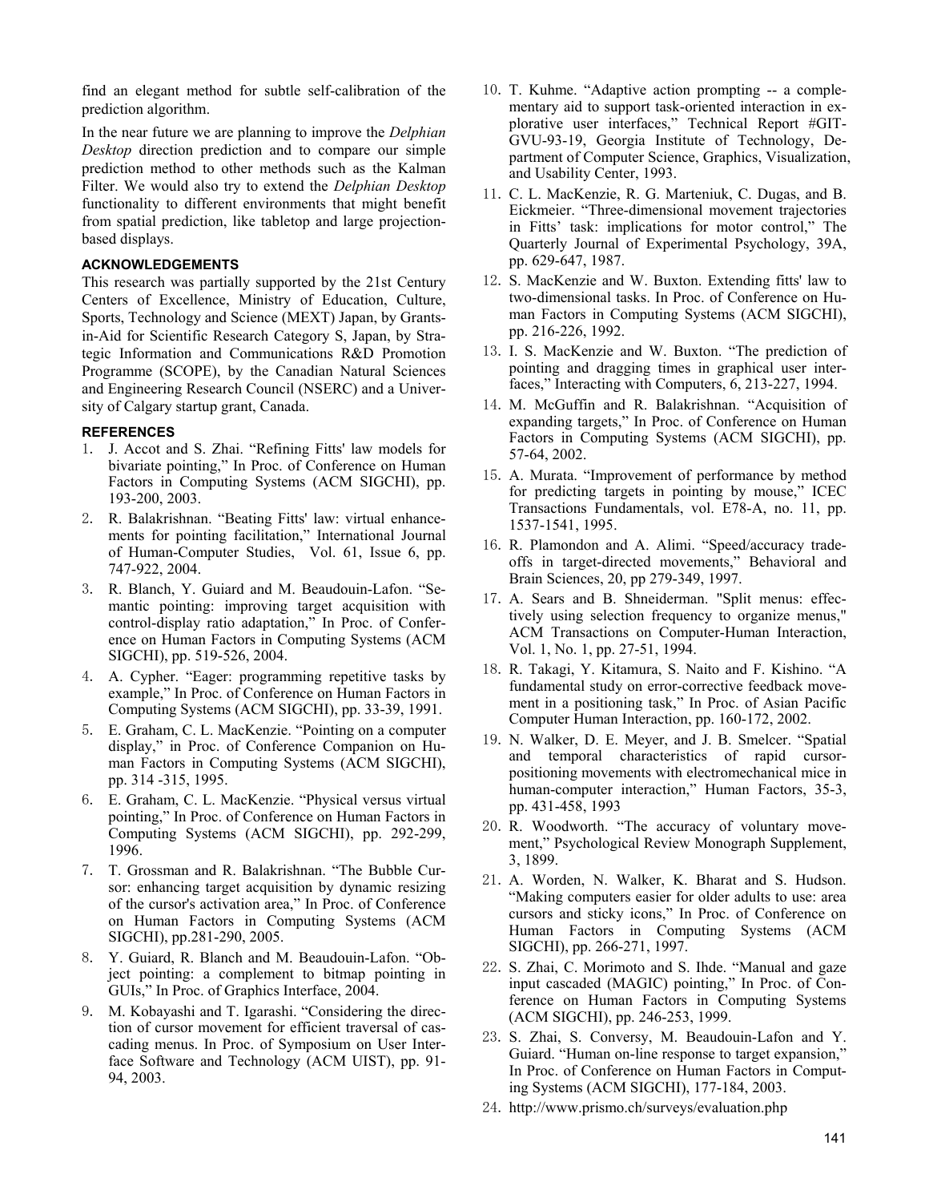find an elegant method for subtle self-calibration of the prediction algorithm.

In the near future we are planning to improve the *Delphian Desktop* direction prediction and to compare our simple prediction method to other methods such as the Kalman Filter. We would also try to extend the *Delphian Desktop* functionality to different environments that might benefit from spatial prediction, like tabletop and large projection-based displays.

### ACKNOWLEDGEMENTS

This research was partially supported by the 21st Century Centers of Excellence, Ministry of Education, Culture, Sports, Technology and Science (MEXT) Japan, by Grants-in-Aid for Scientific Research Category S, Japan, by Strategic Information and Communications R&D Promotion Programme (SCOPE), by the Canadian Natural Sciences and Engineering Research Council (NSERC) and a University of Calgary startup grant, Canada.

### REFERENCES

1. J. Accot and S. Zhai. "Refining Fitts' law models for bivariate pointing," In Proc. of Conference on Human Factors in Computing Systems (ACM SIGCHI), pp. 193-200, 2003.
2. R. Balakrishnan. "Beating Fitts' law: virtual enhancements for pointing facilitation," International Journal of Human-Computer Studies, Vol. 61, Issue 6, pp. 747-922, 2004.
3. R. Blanch, Y. Guiard and M. Beaudouin-Lafon. "Semantic pointing: improving target acquisition with control-display ratio adaptation," In Proc. of Conference on Human Factors in Computing Systems (ACM SIGCHI), pp. 519-526, 2004.
4. A. Cypher. "Eager: programming repetitive tasks by example," In Proc. of Conference on Human Factors in Computing Systems (ACM SIGCHI), pp. 33-39, 1991.
5. E. Graham, C. L. MacKenzie. "Pointing on a computer display," in Proc. of Conference Companion on Human Factors in Computing Systems (ACM SIGCHI), pp. 314 -315, 1995.
6. E. Graham, C. L. MacKenzie. "Physical versus virtual pointing," In Proc. of Conference on Human Factors in Computing Systems (ACM SIGCHI), pp. 292-299, 1996.
7. T. Grossman and R. Balakrishnan. "The Bubble Cursor: enhancing target acquisition by dynamic resizing of the cursor's activation area," In Proc. of Conference on Human Factors in Computing Systems (ACM SIGCHI), pp.281-290, 2005.
8. Y. Guiard, R. Blanch and M. Beaudouin-Lafon. "Object pointing: a complement to bitmap pointing in GUIs," In Proc. of Graphics Interface, 2004.
9. M. Kobayashi and T. Igarashi. "Considering the direction of cursor movement for efficient traversal of cascading menus. In Proc. of Symposium on User Interface Software and Technology (ACM UIST), pp. 91-94, 2003.
10. T. Kuhme. "Adaptive action prompting -- a complementary aid to support task-oriented interaction in explorative user interfaces," Technical Report #GIT-GVU-93-19, Georgia Institute of Technology, Department of Computer Science, Graphics, Visualization, and Usability Center, 1993.
11. C. L. MacKenzie, R. G. Marteniuk, C. Dugas, and B. Eickmeier. "Three-dimensional movement trajectories in Fitts' task: implications for motor control," The Quarterly Journal of Experimental Psychology, 39A, pp. 629-647, 1987.
12. S. MacKenzie and W. Buxton. Extending fitts' law to two-dimensional tasks. In Proc. of Conference on Human Factors in Computing Systems (ACM SIGCHI), pp. 216-226, 1992.
13. I. S. MacKenzie and W. Buxton. "The prediction of pointing and dragging times in graphical user interfaces," Interacting with Computers, 6, 213-227, 1994.
14. M. McGuffin and R. Balakrishnan. "Acquisition of expanding targets," In Proc. of Conference on Human Factors in Computing Systems (ACM SIGCHI), pp. 57-64, 2002.
15. A. Murata. "Improvement of performance by method for predicting targets in pointing by mouse," ICEC Transactions Fundamentals, vol. E78-A, no. 11, pp. 1537-1541, 1995.
16. R. Plamondon and A. Alimi. "Speed/accuracy tradeoffs in target-directed movements," Behavioral and Brain Sciences, 20, pp 279-349, 1997.
17. A. Sears and B. Shneiderman. "Split menus: effectively using selection frequency to organize menus," ACM Transactions on Computer-Human Interaction, Vol. 1, No. 1, pp. 27-51, 1994.
18. R. Takagi, Y. Kitamura, S. Naito and F. Kishino. "A fundamental study on error-corrective feedback movement in a positioning task," In Proc. of Asian Pacific Computer Human Interaction, pp. 160-172, 2002.
19. N. Walker, D. E. Meyer, and J. B. Smelcer. "Spatial and temporal characteristics of rapid cursor-positioning movements with electromechanical mice in human-computer interaction," Human Factors, 35-3, pp. 431-458, 1993
20. R. Woodworth. "The accuracy of voluntary movement," Psychological Review Monograph Supplement, 3, 1899.
21. A. Worden, N. Walker, K. Bharat and S. Hudson. "Making computers easier for older adults to use: area cursors and sticky icons," In Proc. of Conference on Human Factors in Computing Systems (ACM SIGCHI), pp. 266-271, 1997.
22. S. Zhai, C. Morimoto and S. Ihde. "Manual and gaze input cascaded (MAGIC) pointing," In Proc. of Conference on Human Factors in Computing Systems (ACM SIGCHI), pp. 246-253, 1999.
23. S. Zhai, S. Conversy, M. Beaudouin-Lafon and Y. Guiard. "Human on-line response to target expansion," In Proc. of Conference on Human Factors in Computing Systems (ACM SIGCHI), 177-184, 2003.
24. http://www.prismo.ch/surveys/evaluation.php